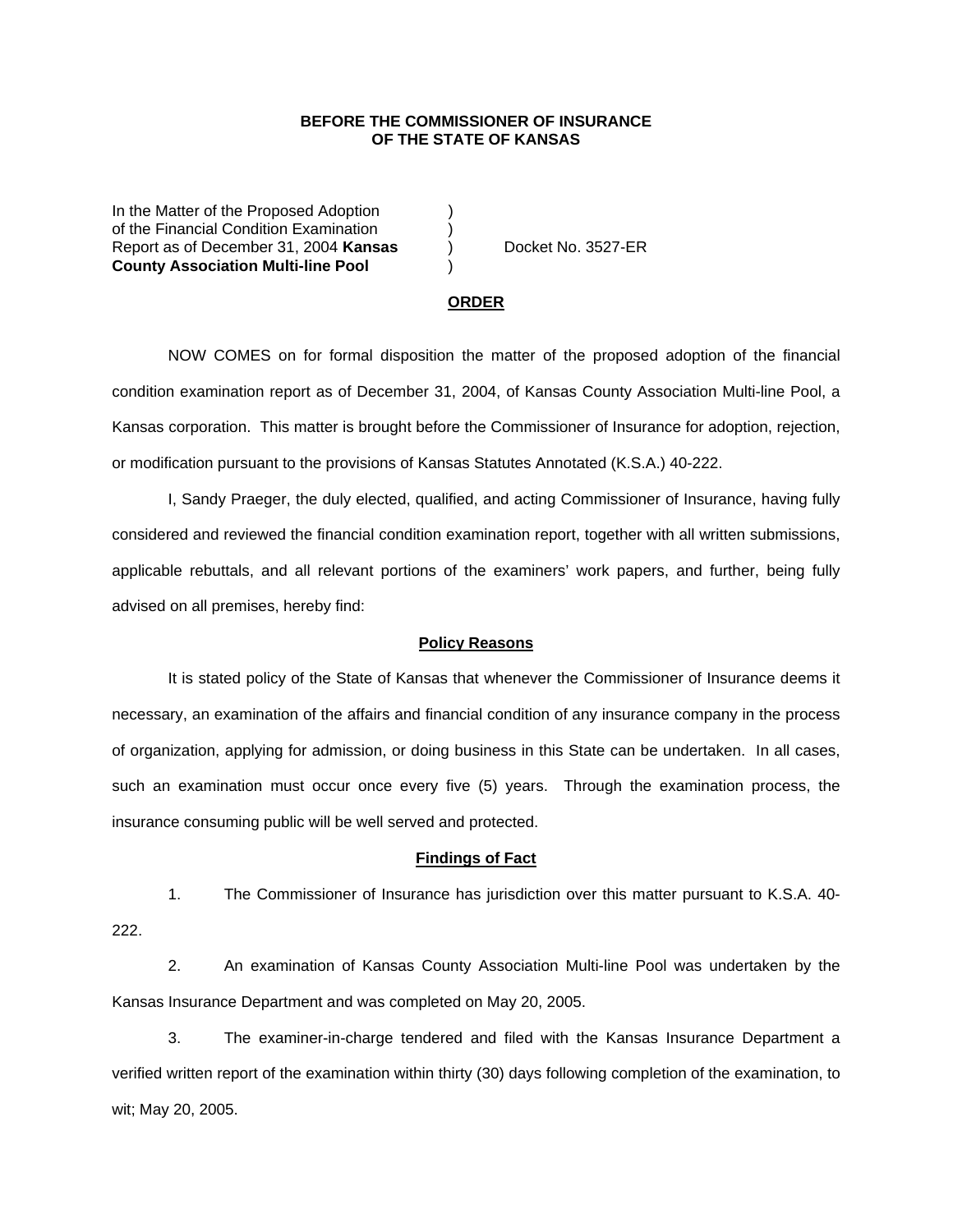**BEFORE THE COMMISSIONER OF INSURANCE**
**OF THE STATE OF KANSAS**

| | | |
|---|---|---|
| In the Matter of the Proposed Adoption | ) | |
| of the Financial Condition Examination | ) | |
| Report as of December 31, 2004 **Kansas** | ) | Docket No. 3527-ER |
| **County Association Multi-line Pool** | ) | |

## ORDER

NOW COMES on for formal disposition the matter of the proposed adoption of the financial condition examination report as of December 31, 2004, of Kansas County Association Multi-line Pool, a Kansas corporation. This matter is brought before the Commissioner of Insurance for adoption, rejection, or modification pursuant to the provisions of Kansas Statutes Annotated (K.S.A.) 40-222.

I, Sandy Praeger, the duly elected, qualified, and acting Commissioner of Insurance, having fully considered and reviewed the financial condition examination report, together with all written submissions, applicable rebuttals, and all relevant portions of the examiners' work papers, and further, being fully advised on all premises, hereby find:

### Policy Reasons

It is stated policy of the State of Kansas that whenever the Commissioner of Insurance deems it necessary, an examination of the affairs and financial condition of any insurance company in the process of organization, applying for admission, or doing business in this State can be undertaken. In all cases, such an examination must occur once every five (5) years. Through the examination process, the insurance consuming public will be well served and protected.

### Findings of Fact

1. The Commissioner of Insurance has jurisdiction over this matter pursuant to K.S.A. 40-222.

2. An examination of Kansas County Association Multi-line Pool was undertaken by the Kansas Insurance Department and was completed on May 20, 2005.

3. The examiner-in-charge tendered and filed with the Kansas Insurance Department a verified written report of the examination within thirty (30) days following completion of the examination, to wit; May 20, 2005.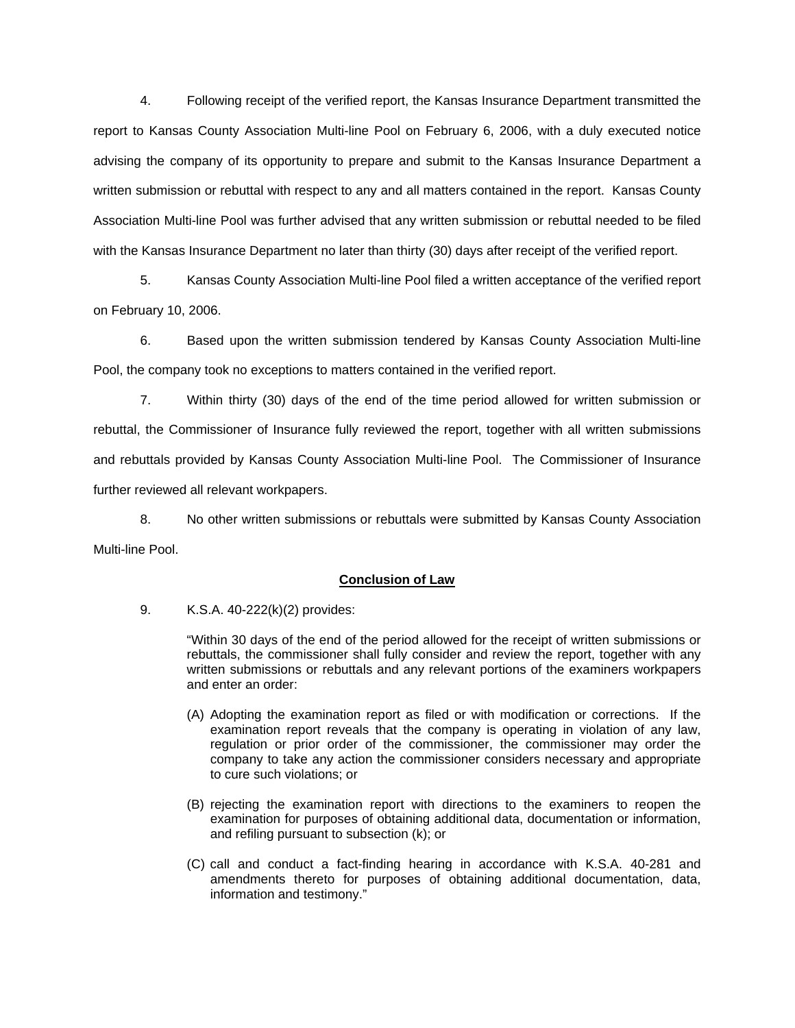4. Following receipt of the verified report, the Kansas Insurance Department transmitted the report to Kansas County Association Multi-line Pool on February 6, 2006, with a duly executed notice advising the company of its opportunity to prepare and submit to the Kansas Insurance Department a written submission or rebuttal with respect to any and all matters contained in the report. Kansas County Association Multi-line Pool was further advised that any written submission or rebuttal needed to be filed with the Kansas Insurance Department no later than thirty (30) days after receipt of the verified report.

5. Kansas County Association Multi-line Pool filed a written acceptance of the verified report on February 10, 2006.

6. Based upon the written submission tendered by Kansas County Association Multi-line Pool, the company took no exceptions to matters contained in the verified report.

7. Within thirty (30) days of the end of the time period allowed for written submission or rebuttal, the Commissioner of Insurance fully reviewed the report, together with all written submissions and rebuttals provided by Kansas County Association Multi-line Pool. The Commissioner of Insurance further reviewed all relevant workpapers.

8. No other written submissions or rebuttals were submitted by Kansas County Association Multi-line Pool.

## Conclusion of Law

9. K.S.A. 40-222(k)(2) provides:

> "Within 30 days of the end of the period allowed for the receipt of written submissions or rebuttals, the commissioner shall fully consider and review the report, together with any written submissions or rebuttals and any relevant portions of the examiners workpapers and enter an order:
>
> (A) Adopting the examination report as filed or with modification or corrections. If the examination report reveals that the company is operating in violation of any law, regulation or prior order of the commissioner, the commissioner may order the company to take any action the commissioner considers necessary and appropriate to cure such violations; or
>
> (B) rejecting the examination report with directions to the examiners to reopen the examination for purposes of obtaining additional data, documentation or information, and refiling pursuant to subsection (k); or
>
> (C) call and conduct a fact-finding hearing in accordance with K.S.A. 40-281 and amendments thereto for purposes of obtaining additional documentation, data, information and testimony."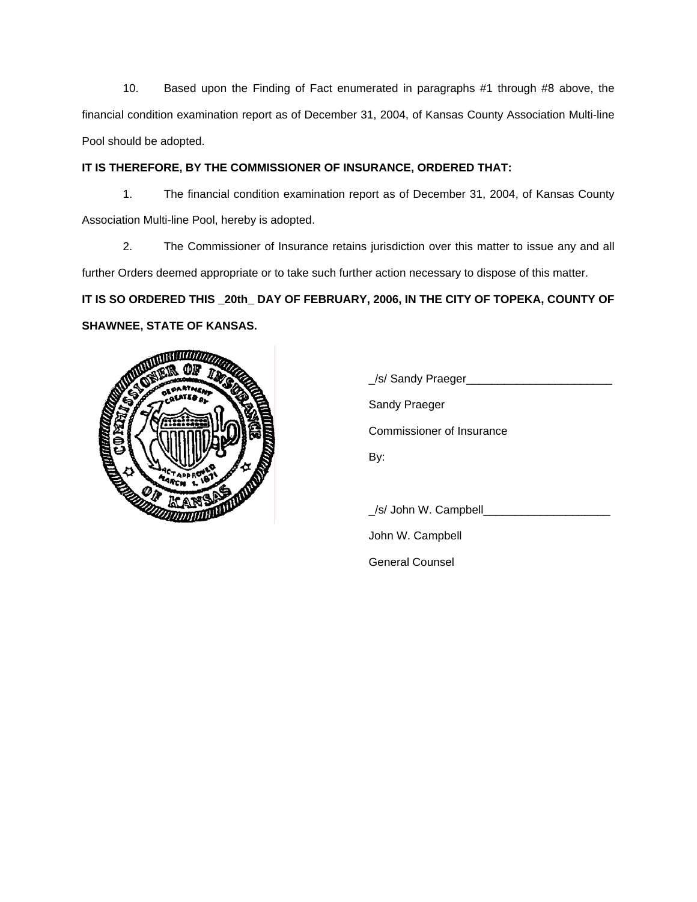10. Based upon the Finding of Fact enumerated in paragraphs #1 through #8 above, the financial condition examination report as of December 31, 2004, of Kansas County Association Multi-line Pool should be adopted.

**IT IS THEREFORE, BY THE COMMISSIONER OF INSURANCE, ORDERED THAT:**

1. The financial condition examination report as of December 31, 2004, of Kansas County Association Multi-line Pool, hereby is adopted.

2. The Commissioner of Insurance retains jurisdiction over this matter to issue any and all further Orders deemed appropriate or to take such further action necessary to dispose of this matter.

**IT IS SO ORDERED THIS _20th_ DAY OF FEBRUARY, 2006, IN THE CITY OF TOPEKA, COUNTY OF SHAWNEE, STATE OF KANSAS.**

_/s/ Sandy Praeger_______________________

Sandy Praeger

Commissioner of Insurance

By:

_/s/ John W. Campbell____________________

John W. Campbell

General Counsel